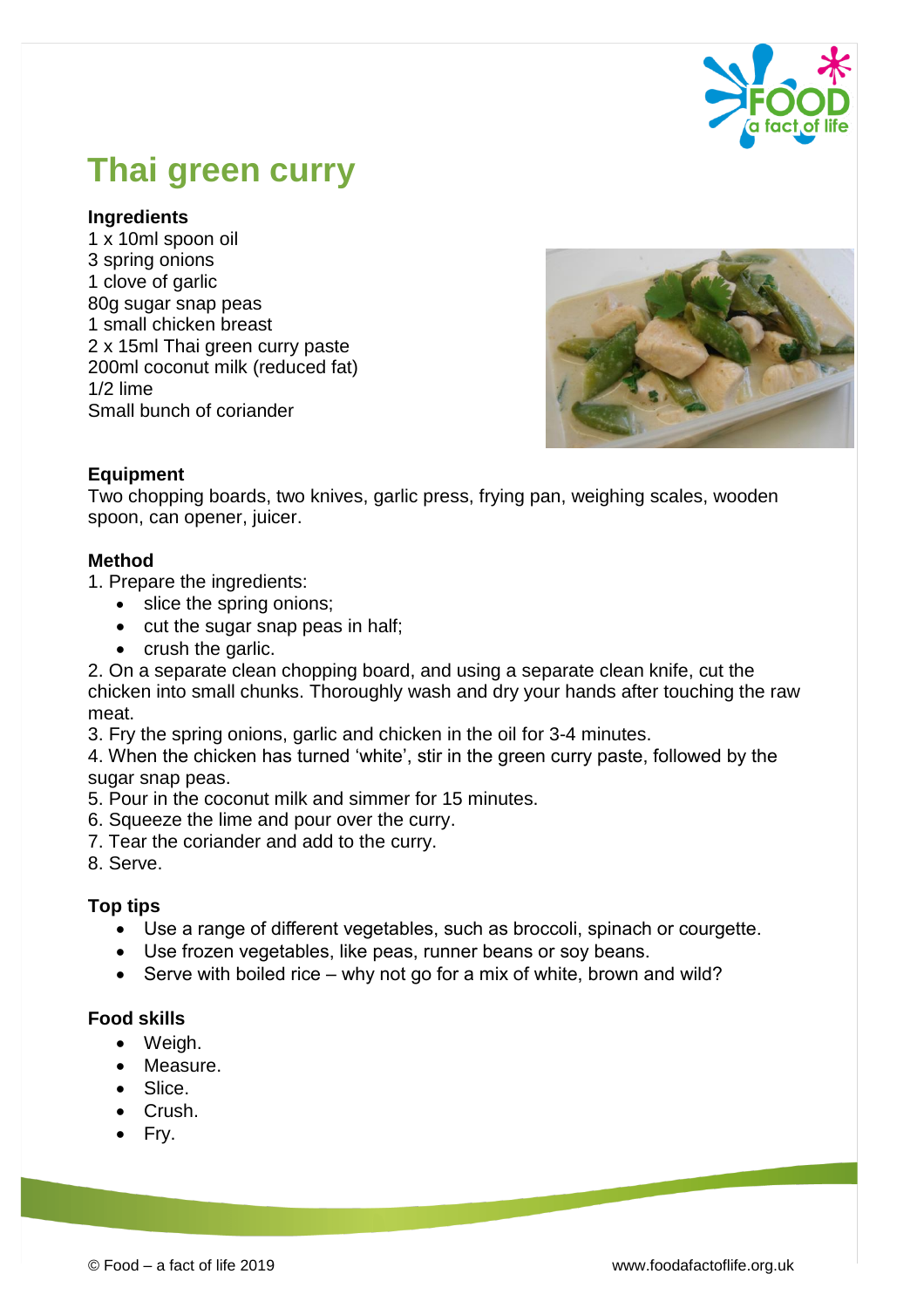# Thai green curry

### Ingredients

1 x 10ml spoon oil
3 spring onions
1 clove of garlic
80g sugar snap peas
1 small chicken breast
2 x 15ml Thai green curry paste
200ml coconut milk (reduced fat)
1/2 lime
Small bunch of coriander

### Equipment

Two chopping boards, two knives, garlic press, frying pan, weighing scales, wooden spoon, can opener, juicer.

### Method

1. Prepare the ingredients:
   - slice the spring onions;
   - cut the sugar snap peas in half;
   - crush the garlic.
2. On a separate clean chopping board, and using a separate clean knife, cut the chicken into small chunks. Thoroughly wash and dry your hands after touching the raw meat.
3. Fry the spring onions, garlic and chicken in the oil for 3-4 minutes.
4. When the chicken has turned 'white', stir in the green curry paste, followed by the sugar snap peas.
5. Pour in the coconut milk and simmer for 15 minutes.
6. Squeeze the lime and pour over the curry.
7. Tear the coriander and add to the curry.
8. Serve.

### Top tips

- Use a range of different vegetables, such as broccoli, spinach or courgette.
- Use frozen vegetables, like peas, runner beans or soy beans.
- Serve with boiled rice – why not go for a mix of white, brown and wild?

### Food skills

- Weigh.
- Measure.
- Slice.
- Crush.
- Fry.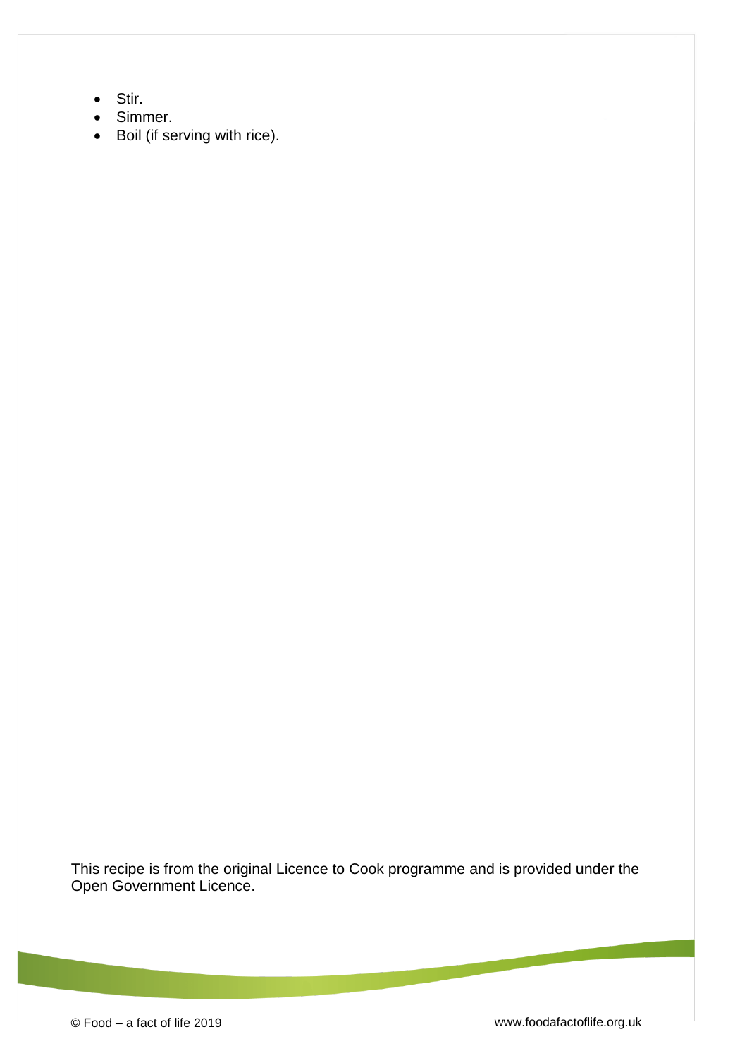- Stir.
- Simmer.
- Boil (if serving with rice).

This recipe is from the original Licence to Cook programme and is provided under the Open Government Licence.